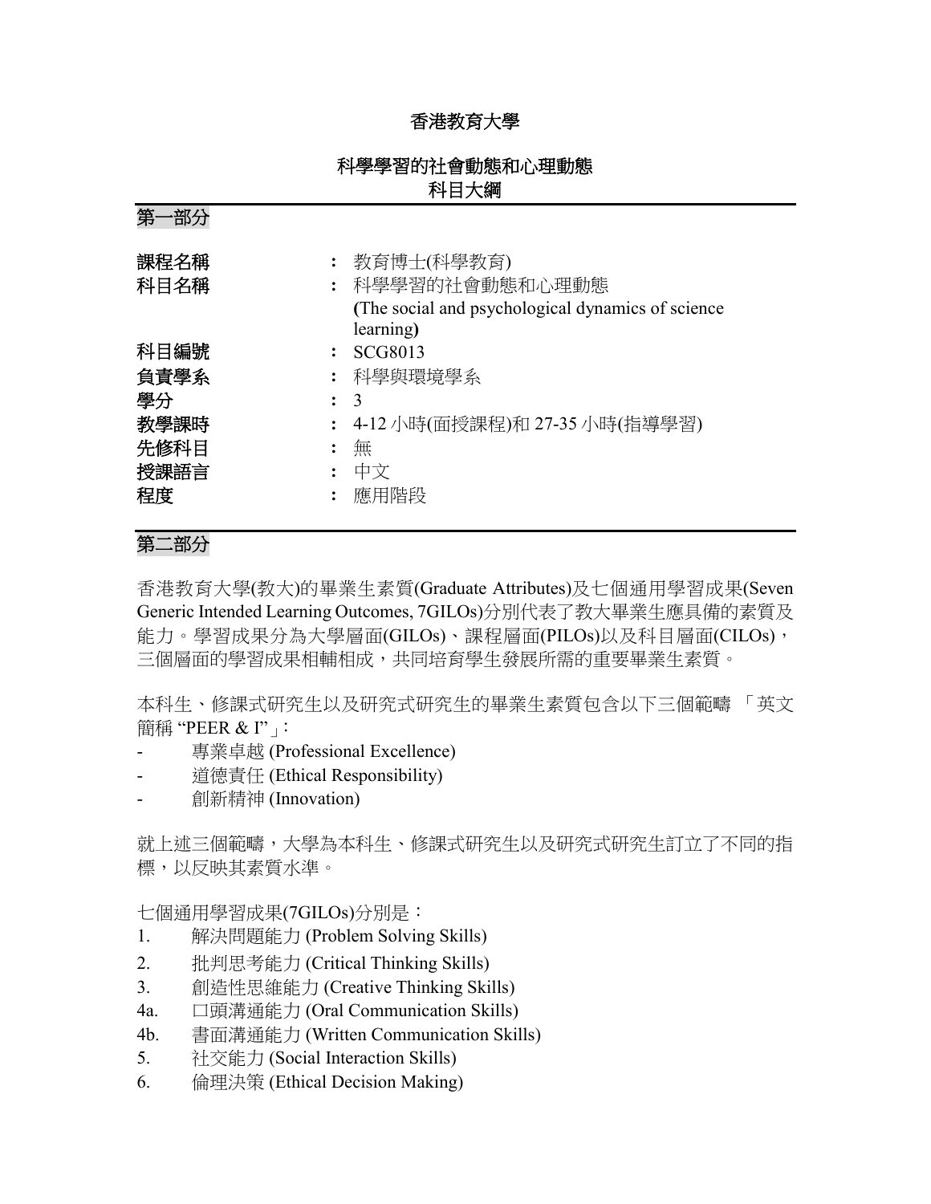# 香港教育大學

## 科學學習的社會動態和心理動態
## 科目大綱

## 第一部分

| | | |
|---|---|---|
| 課程名稱 | : | 教育博士(科學教育) |
| 科目名稱 | : | 科學學習的社會動態和心理動態 **(**The social and psychological dynamics of science learning**)** |
| 科目編號 | : | SCG8013 |
| 負責學系 | : | 科學與環境學系 |
| 學分 | : | 3 |
| 教學課時 | : | 4-12 小時(面授課程)和 27-35 小時(指導學習) |
| 先修科目 | : | 無 |
| 授課語言 | : | 中文 |
| 程度 | : | 應用階段 |

## 第二部分

香港教育大學(教大)的畢業生素質(Graduate Attributes)及七個通用學習成果(Seven Generic Intended Learning Outcomes, 7GILOs)分別代表了教大畢業生應具備的素質及能力。學習成果分為大學層面(GILOs)、課程層面(PILOs)以及科目層面(CILOs)，三個層面的學習成果相輔相成，共同培育學生發展所需的重要畢業生素質。

本科生、修課式研究生以及研究式研究生的畢業生素質包含以下三個範疇 「英文簡稱 "PEER & I"」:

- 專業卓越 (Professional Excellence)
- 道德責任 (Ethical Responsibility)
- 創新精神 (Innovation)

就上述三個範疇，大學為本科生、修課式研究生以及研究式研究生訂立了不同的指標，以反映其素質水準。

七個通用學習成果(7GILOs)分別是：

1. 解決問題能力 (Problem Solving Skills)
2. 批判思考能力 (Critical Thinking Skills)
3. 創造性思維能力 (Creative Thinking Skills)

4a. 口頭溝通能力 (Oral Communication Skills)

4b. 書面溝通能力 (Written Communication Skills)

5. 社交能力 (Social Interaction Skills)
6. 倫理決策 (Ethical Decision Making)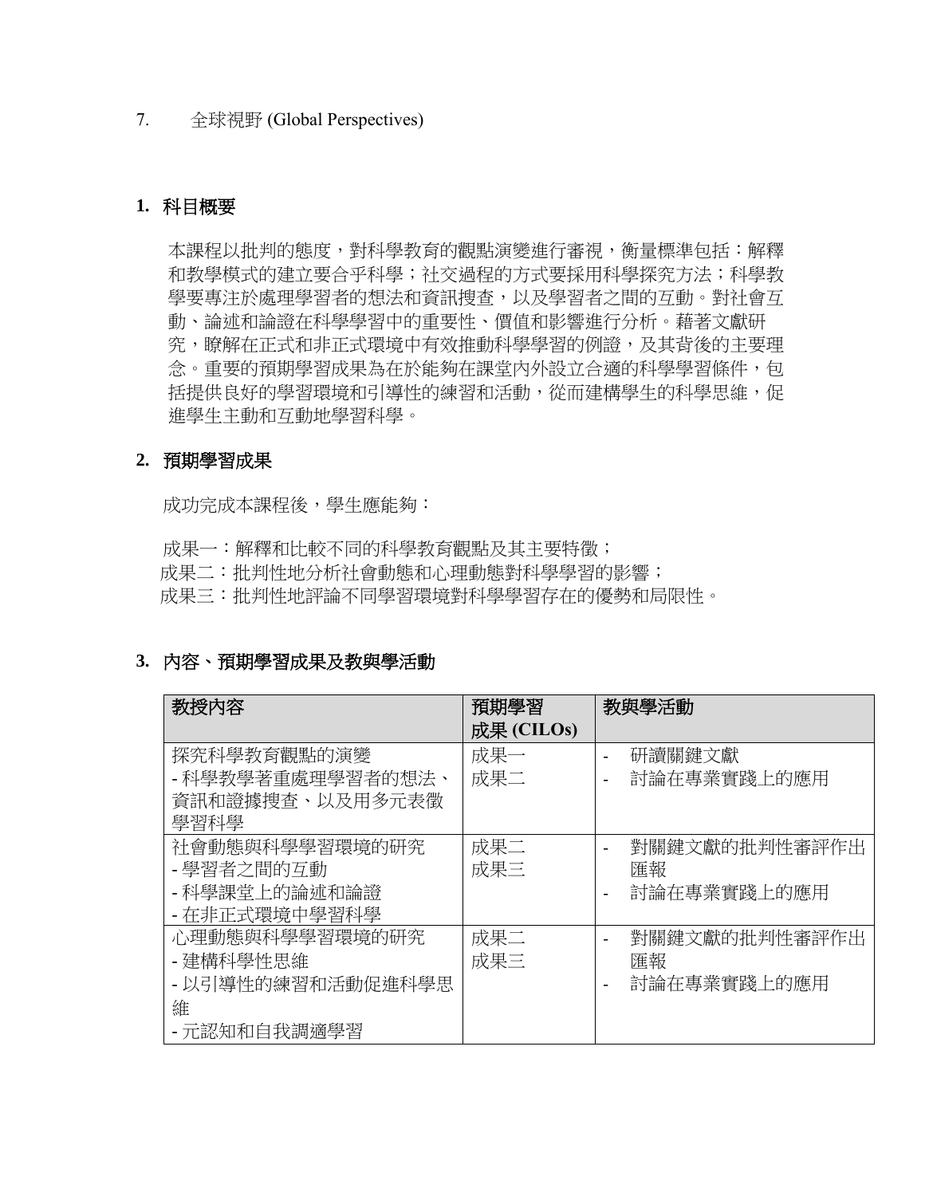7. 全球視野 (Global Perspectives)

## 1. 科目概要

本課程以批判的態度，對科學教育的觀點演變進行審視，衡量標準包括：解釋和教學模式的建立要合乎科學；社交過程的方式要採用科學探究方法；科學教學要專注於處理學習者的想法和資訊搜查，以及學習者之間的互動。對社會互動、論述和論證在科學學習中的重要性、價值和影響進行分析。藉著文獻研究，瞭解在正式和非正式環境中有效推動科學學習的例證，及其背後的主要理念。重要的預期學習成果為在於能夠在課堂內外設立合適的科學學習條件，包括提供良好的學習環境和引導性的練習和活動，從而建構學生的科學思維，促進學生主動和互動地學習科學。

## 2. 預期學習成果

成功完成本課程後，學生應能夠：

成果一：解釋和比較不同的科學教育觀點及其主要特徵；
成果二：批判性地分析社會動態和心理動態對科學學習的影響；
成果三：批判性地評論不同學習環境對科學學習存在的優勢和局限性。

## 3. 內容、預期學習成果及教與學活動

| 教授內容 | 預期學習成果 (CILOs) | 教與學活動 |
|---|---|---|
| 探究科學教育觀點的演變<br>- 科學教學著重處理學習者的想法、資訊和證據搜查、以及用多元表徵學習科學 | 成果一<br>成果二 | - 研讀關鍵文獻<br>- 討論在專業實踐上的應用 |
| 社會動態與科學學習環境的研究<br>- 學習者之間的互動<br>- 科學課堂上的論述和論證<br>- 在非正式環境中學習科學 | 成果二<br>成果三 | - 對關鍵文獻的批判性審評作出匯報<br>- 討論在專業實踐上的應用 |
| 心理動態與科學學習環境的研究<br>- 建構科學性思維<br>- 以引導性的練習和活動促進科學思維<br>- 元認知和自我調適學習 | 成果二<br>成果三 | - 對關鍵文獻的批判性審評作出匯報<br>- 討論在專業實踐上的應用 |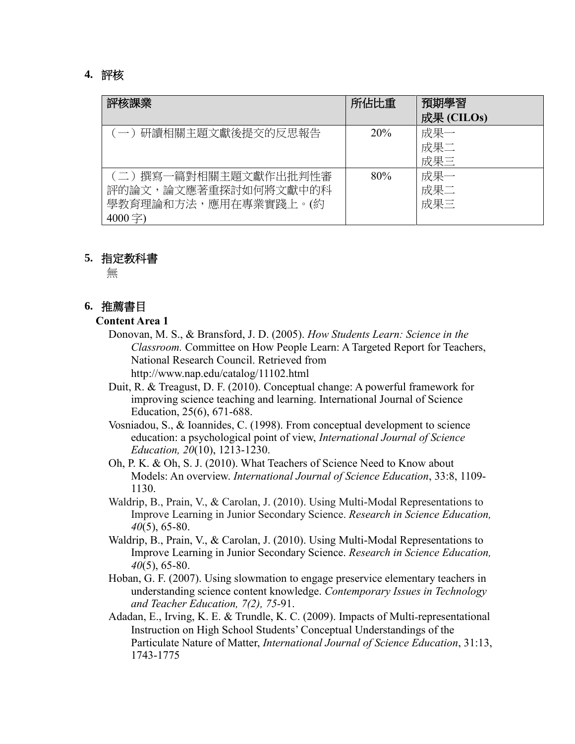## 4. 評核

| 評核課業 | 所佔比重 | 預期學習成果 (CILOs) |
|---|---|---|
| （一）研讀相關主題文獻後提交的反思報告 | 20% | 成果一<br>成果二<br>成果三 |
| （二）撰寫一篇對相關主題文獻作出批判性審評的論文，論文應著重探討如何將文獻中的科學教育理論和方法，應用在專業實踐上。(約 4000 字) | 80% | 成果一<br>成果二<br>成果三 |

## 5. 指定教科書

無

## 6. 推薦書目

**Content Area 1**

Donovan, M. S., & Bransford, J. D. (2005). *How Students Learn: Science in the Classroom.* Committee on How People Learn: A Targeted Report for Teachers, National Research Council. Retrieved from http://www.nap.edu/catalog/11102.html

Duit, R. & Treagust, D. F. (2010). Conceptual change: A powerful framework for improving science teaching and learning. International Journal of Science Education, 25(6), 671-688.

Vosniadou, S., & Ioannides, C. (1998). From conceptual development to science education: a psychological point of view, *International Journal of Science Education, 20*(10), 1213-1230.

Oh, P. K. & Oh, S. J. (2010). What Teachers of Science Need to Know about Models: An overview. *International Journal of Science Education*, 33:8, 1109-1130.

Waldrip, B., Prain, V., & Carolan, J. (2010). Using Multi-Modal Representations to Improve Learning in Junior Secondary Science. *Research in Science Education, 40*(5), 65-80.

Waldrip, B., Prain, V., & Carolan, J. (2010). Using Multi-Modal Representations to Improve Learning in Junior Secondary Science. *Research in Science Education, 40*(5), 65-80.

Hoban, G. F. (2007). Using slowmation to engage preservice elementary teachers in understanding science content knowledge. *Contemporary Issues in Technology and Teacher Education, 7(2), 75*-91.

Adadan, E., Irving, K. E. & Trundle, K. C. (2009). Impacts of Multi-representational Instruction on High School Students' Conceptual Understandings of the Particulate Nature of Matter, *International Journal of Science Education*, 31:13, 1743-1775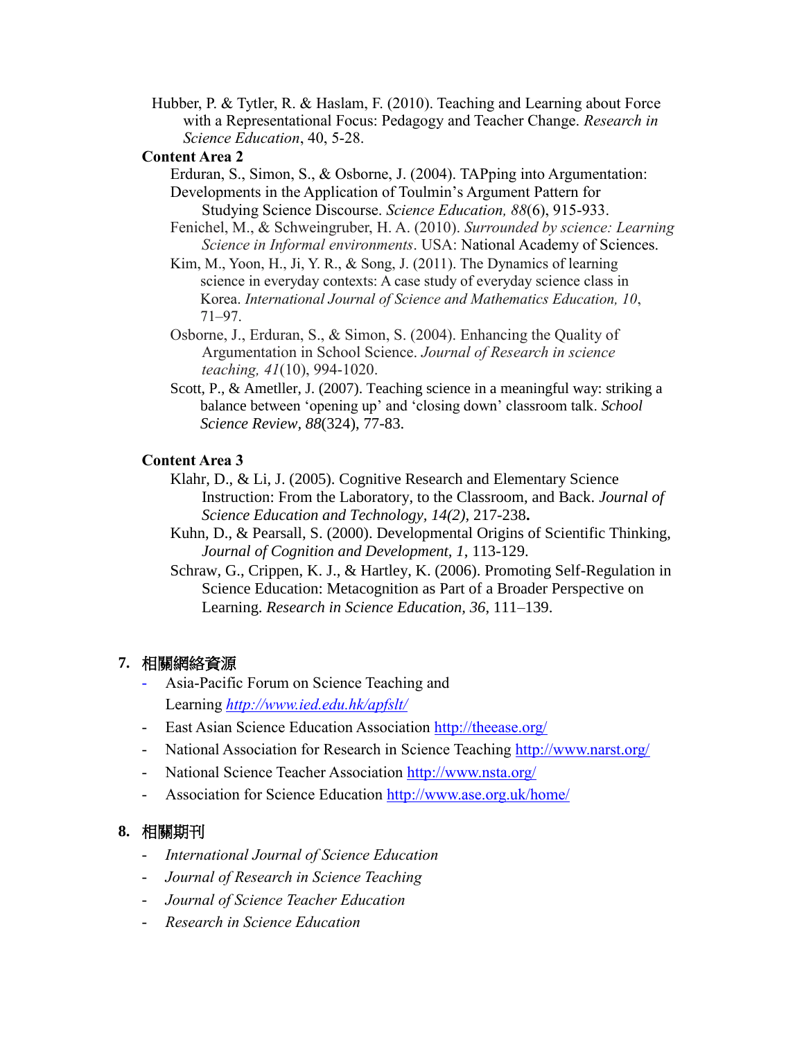Hubber, P. & Tytler, R. & Haslam, F. (2010). Teaching and Learning about Force with a Representational Focus: Pedagogy and Teacher Change. *Research in Science Education*, 40, 5-28.

**Content Area 2**

Erduran, S., Simon, S., & Osborne, J. (2004). TAPping into Argumentation: Developments in the Application of Toulmin's Argument Pattern for Studying Science Discourse. *Science Education, 88*(6), 915-933.

Fenichel, M., & Schweingruber, H. A. (2010). *Surrounded by science: Learning Science in Informal environments*. USA: National Academy of Sciences.

Kim, M., Yoon, H., Ji, Y. R., & Song, J. (2011). The Dynamics of learning science in everyday contexts: A case study of everyday science class in Korea. *International Journal of Science and Mathematics Education, 10*, 71–97.

Osborne, J., Erduran, S., & Simon, S. (2004). Enhancing the Quality of Argumentation in School Science. *Journal of Research in science teaching, 41*(10), 994-1020.

Scott, P., & Ametller, J. (2007). Teaching science in a meaningful way: striking a balance between 'opening up' and 'closing down' classroom talk. *School Science Review, 88*(324), 77-83.

**Content Area 3**

Klahr, D., & Li, J. (2005). Cognitive Research and Elementary Science Instruction: From the Laboratory, to the Classroom, and Back. *Journal of Science Education and Technology, 14(2),* 217-238**.**

Kuhn, D., & Pearsall, S. (2000). Developmental Origins of Scientific Thinking, *Journal of Cognition and Development, 1,* 113-129.

Schraw, G., Crippen, K. J., & Hartley, K. (2006). Promoting Self-Regulation in Science Education: Metacognition as Part of a Broader Perspective on Learning. *Research in Science Education, 36*, 111–139.

## 7. 相關網絡資源

- Asia-Pacific Forum on Science Teaching and Learning *http://www.ied.edu.hk/apfslt/*
- East Asian Science Education Association http://theease.org/
- National Association for Research in Science Teaching http://www.narst.org/
- National Science Teacher Association http://www.nsta.org/
- Association for Science Education http://www.ase.org.uk/home/

## 8. 相關期刊

- *International Journal of Science Education*
- *Journal of Research in Science Teaching*
- *Journal of Science Teacher Education*
- *Research in Science Education*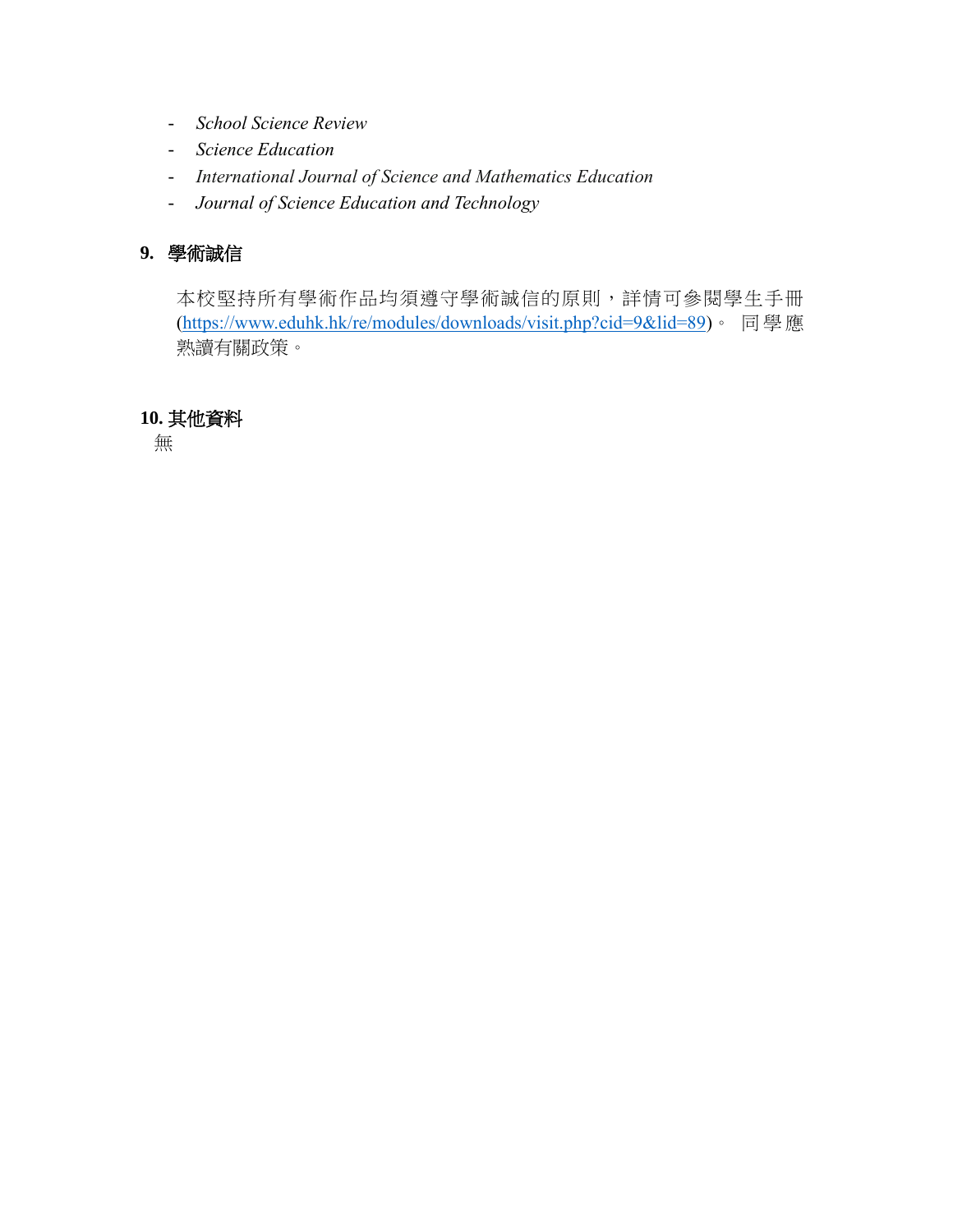- *School Science Review*
- *Science Education*
- *International Journal of Science and Mathematics Education*
- *Journal of Science Education and Technology*

## 9. 學術誠信

本校堅持所有學術作品均須遵守學術誠信的原則，詳情可參閱學生手冊 (https://www.eduhk.hk/re/modules/downloads/visit.php?cid=9&lid=89)。 同學應熟讀有關政策。

## 10. 其他資料

無